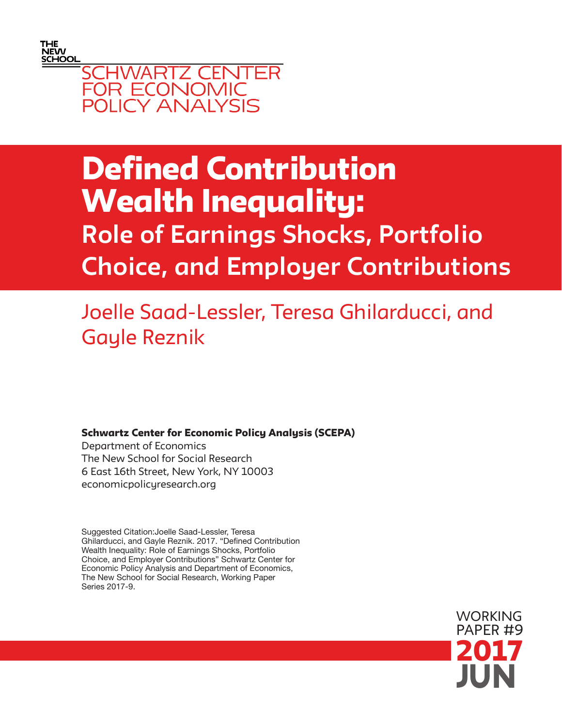THE NEW SCHOOL

SCHWARTZ CENTER FOR ECONOMIC POLICY ANALYSIS

# Defined Contribution Wealth Inequality:

## Role of Earnings Shocks, Portfolio Choice, and Employer Contributions

Joelle Saad-Lessler, Teresa Ghilarducci, and Gayle Reznik

**Schwartz Center for Economic Policy Analysis (SCEPA)**
Department of Economics
The New School for Social Research
6 East 16th Street, New York, NY 10003
economicpolicyresearch.org

Suggested Citation:Joelle Saad-Lessler, Teresa Ghilarducci, and Gayle Reznik. 2017. "Defined Contribution Wealth Inequality: Role of Earnings Shocks, Portfolio Choice, and Employer Contributions" Schwartz Center for Economic Policy Analysis and Department of Economics, The New School for Social Research, Working Paper Series 2017-9.

WORKING PAPER #9
2017
JUN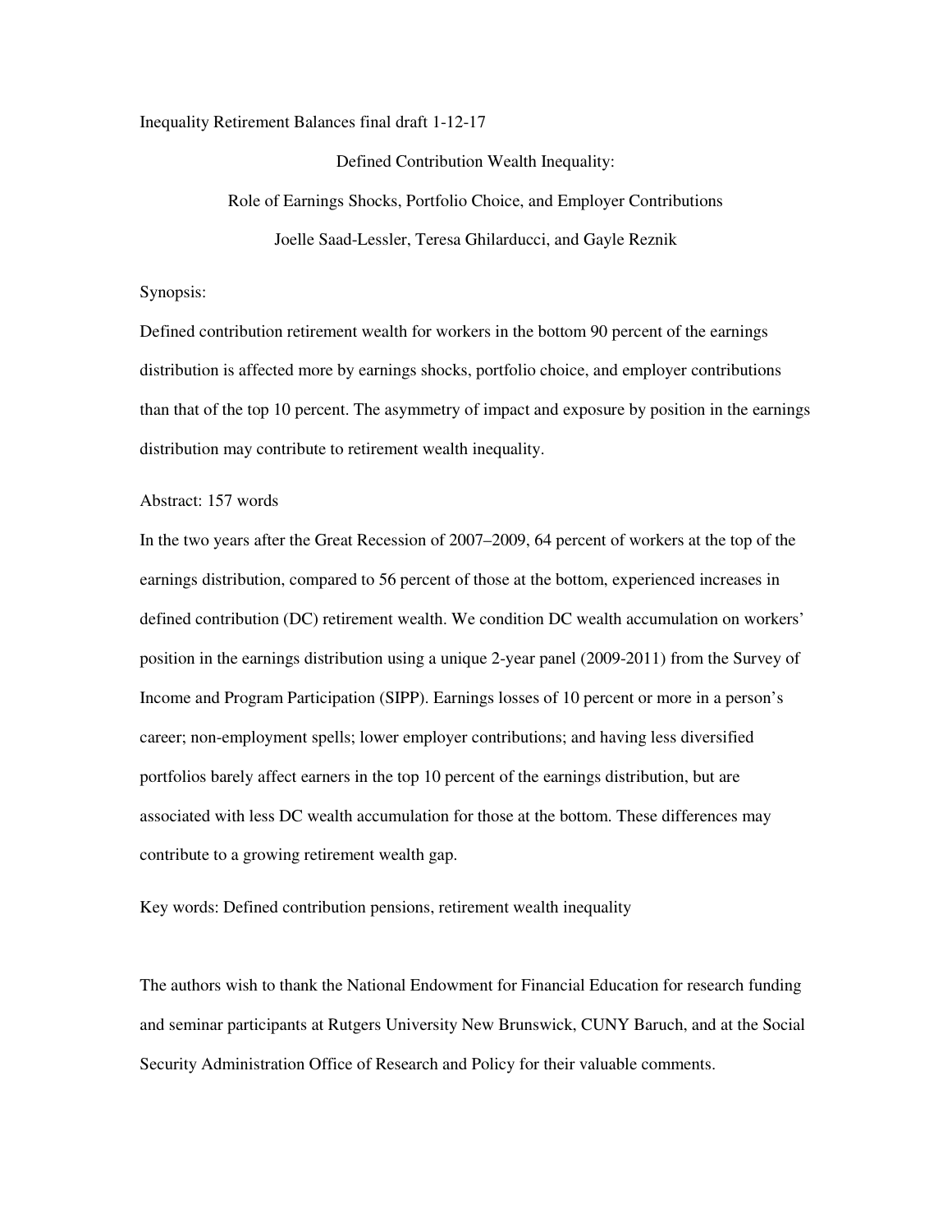Inequality Retirement Balances final draft 1-12-17

# Defined Contribution Wealth Inequality:
## Role of Earnings Shocks, Portfolio Choice, and Employer Contributions

Joelle Saad-Lessler, Teresa Ghilarducci, and Gayle Reznik

Synopsis:

Defined contribution retirement wealth for workers in the bottom 90 percent of the earnings distribution is affected more by earnings shocks, portfolio choice, and employer contributions than that of the top 10 percent. The asymmetry of impact and exposure by position in the earnings distribution may contribute to retirement wealth inequality.

Abstract: 157 words

In the two years after the Great Recession of 2007–2009, 64 percent of workers at the top of the earnings distribution, compared to 56 percent of those at the bottom, experienced increases in defined contribution (DC) retirement wealth. We condition DC wealth accumulation on workers' position in the earnings distribution using a unique 2-year panel (2009-2011) from the Survey of Income and Program Participation (SIPP). Earnings losses of 10 percent or more in a person's career; non-employment spells; lower employer contributions; and having less diversified portfolios barely affect earners in the top 10 percent of the earnings distribution, but are associated with less DC wealth accumulation for those at the bottom. These differences may contribute to a growing retirement wealth gap.

Key words: Defined contribution pensions, retirement wealth inequality

The authors wish to thank the National Endowment for Financial Education for research funding and seminar participants at Rutgers University New Brunswick, CUNY Baruch, and at the Social Security Administration Office of Research and Policy for their valuable comments.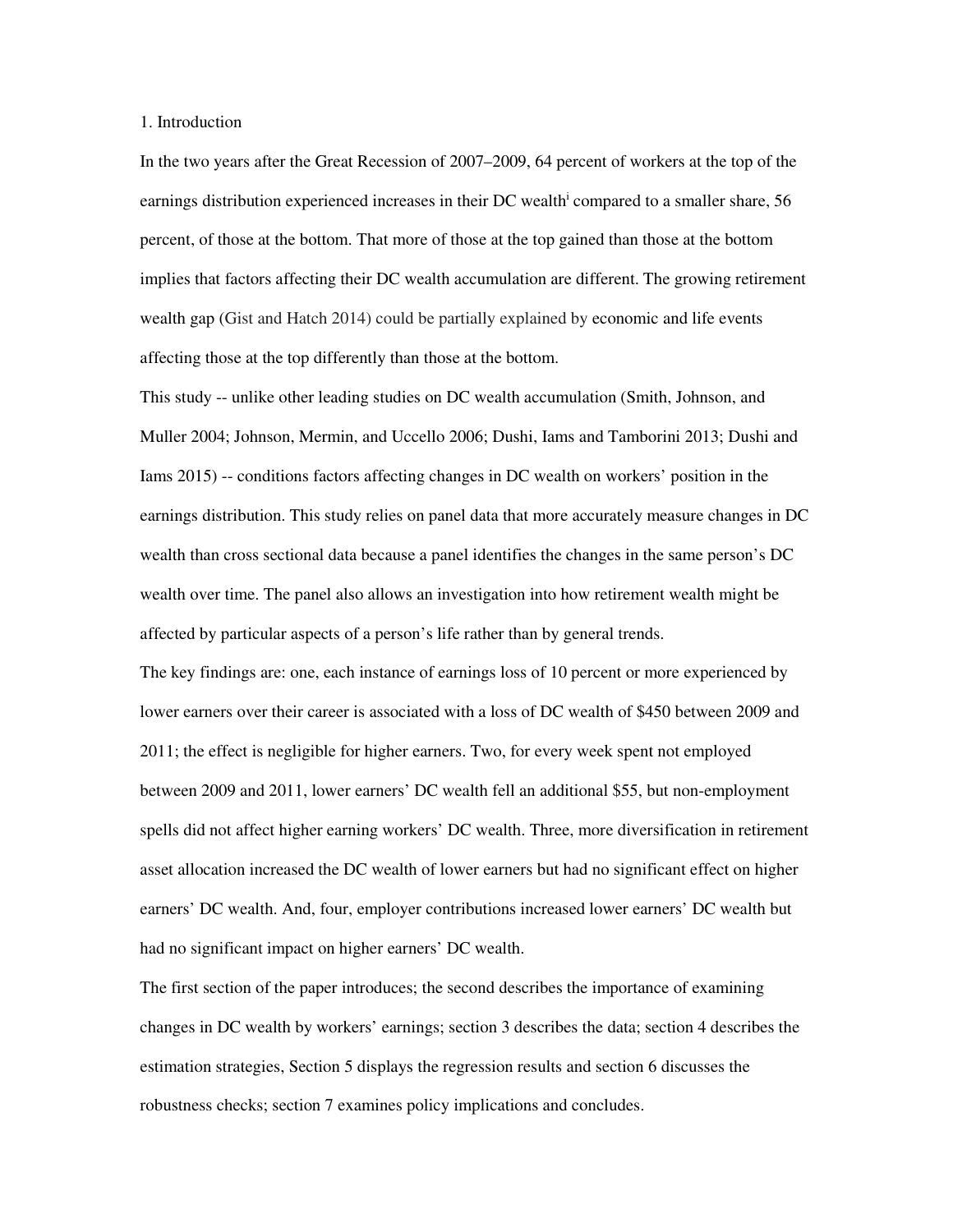## 1. Introduction

In the two years after the Great Recession of 2007–2009, 64 percent of workers at the top of the earnings distribution experienced increases in their DC wealth[i] compared to a smaller share, 56 percent, of those at the bottom. That more of those at the top gained than those at the bottom implies that factors affecting their DC wealth accumulation are different. The growing retirement wealth gap (Gist and Hatch 2014) could be partially explained by economic and life events affecting those at the top differently than those at the bottom.

This study -- unlike other leading studies on DC wealth accumulation (Smith, Johnson, and Muller 2004; Johnson, Mermin, and Uccello 2006; Dushi, Iams and Tamborini 2013; Dushi and Iams 2015) -- conditions factors affecting changes in DC wealth on workers' position in the earnings distribution. This study relies on panel data that more accurately measure changes in DC wealth than cross sectional data because a panel identifies the changes in the same person's DC wealth over time. The panel also allows an investigation into how retirement wealth might be affected by particular aspects of a person's life rather than by general trends.

The key findings are: one, each instance of earnings loss of 10 percent or more experienced by lower earners over their career is associated with a loss of DC wealth of $450 between 2009 and 2011; the effect is negligible for higher earners. Two, for every week spent not employed between 2009 and 2011, lower earners' DC wealth fell an additional $55, but non-employment spells did not affect higher earning workers' DC wealth. Three, more diversification in retirement asset allocation increased the DC wealth of lower earners but had no significant effect on higher earners' DC wealth. And, four, employer contributions increased lower earners' DC wealth but had no significant impact on higher earners' DC wealth.

The first section of the paper introduces; the second describes the importance of examining changes in DC wealth by workers' earnings; section 3 describes the data; section 4 describes the estimation strategies, Section 5 displays the regression results and section 6 discusses the robustness checks; section 7 examines policy implications and concludes.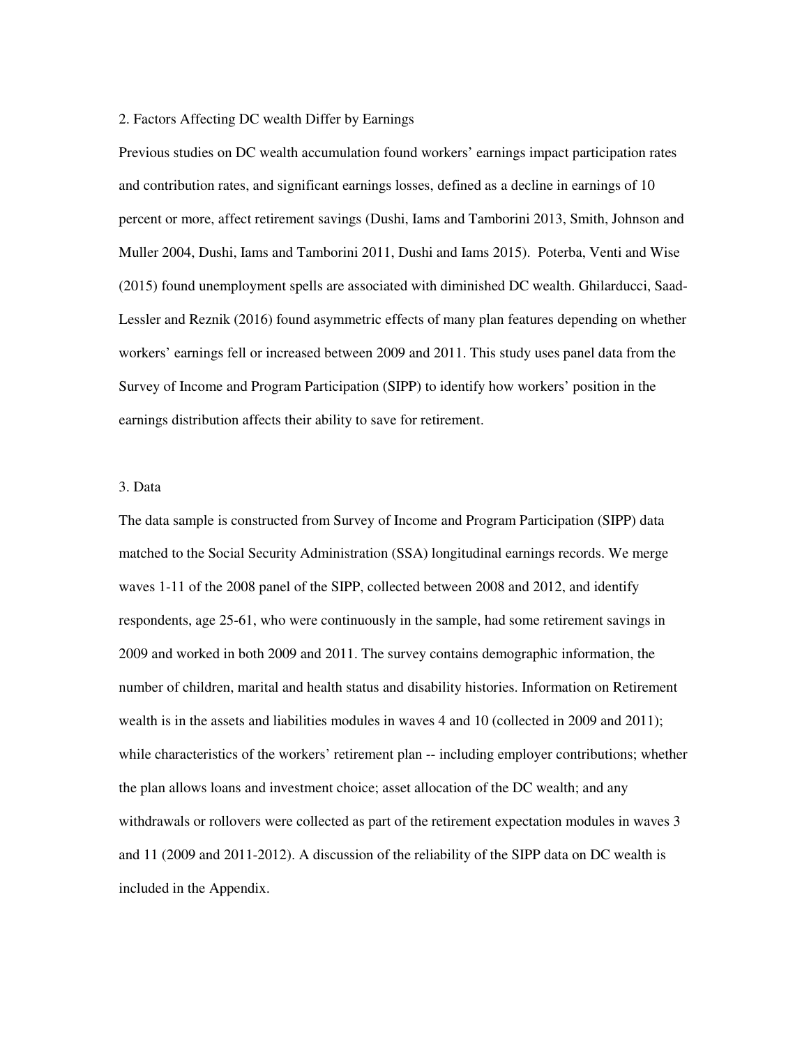## 2. Factors Affecting DC wealth Differ by Earnings

Previous studies on DC wealth accumulation found workers' earnings impact participation rates and contribution rates, and significant earnings losses, defined as a decline in earnings of 10 percent or more, affect retirement savings (Dushi, Iams and Tamborini 2013, Smith, Johnson and Muller 2004, Dushi, Iams and Tamborini 2011, Dushi and Iams 2015). Poterba, Venti and Wise (2015) found unemployment spells are associated with diminished DC wealth. Ghilarducci, Saad-Lessler and Reznik (2016) found asymmetric effects of many plan features depending on whether workers' earnings fell or increased between 2009 and 2011. This study uses panel data from the Survey of Income and Program Participation (SIPP) to identify how workers' position in the earnings distribution affects their ability to save for retirement.

## 3. Data

The data sample is constructed from Survey of Income and Program Participation (SIPP) data matched to the Social Security Administration (SSA) longitudinal earnings records. We merge waves 1-11 of the 2008 panel of the SIPP, collected between 2008 and 2012, and identify respondents, age 25-61, who were continuously in the sample, had some retirement savings in 2009 and worked in both 2009 and 2011. The survey contains demographic information, the number of children, marital and health status and disability histories. Information on Retirement wealth is in the assets and liabilities modules in waves 4 and 10 (collected in 2009 and 2011); while characteristics of the workers' retirement plan -- including employer contributions; whether the plan allows loans and investment choice; asset allocation of the DC wealth; and any withdrawals or rollovers were collected as part of the retirement expectation modules in waves 3 and 11 (2009 and 2011-2012). A discussion of the reliability of the SIPP data on DC wealth is included in the Appendix.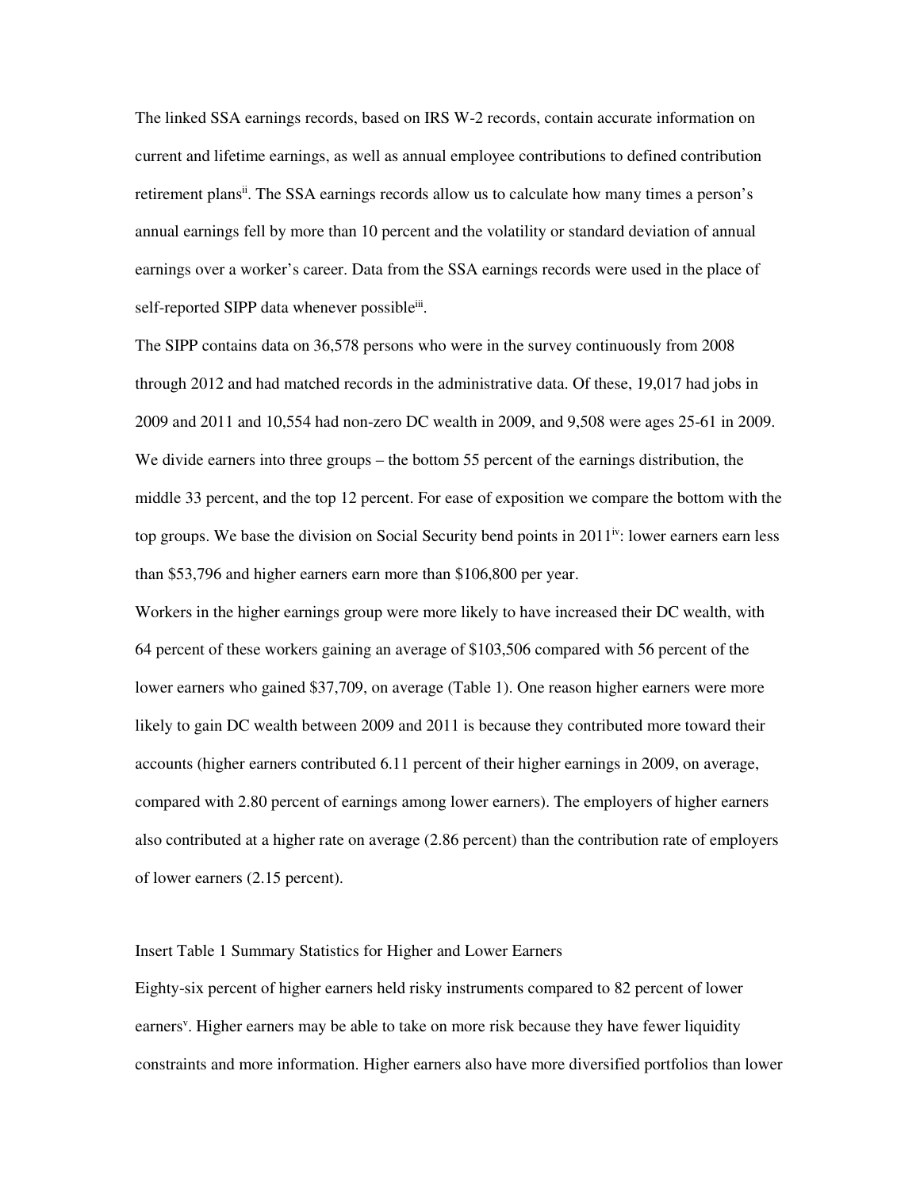The linked SSA earnings records, based on IRS W-2 records, contain accurate information on current and lifetime earnings, as well as annual employee contributions to defined contribution retirement plans[ii]. The SSA earnings records allow us to calculate how many times a person's annual earnings fell by more than 10 percent and the volatility or standard deviation of annual earnings over a worker's career. Data from the SSA earnings records were used in the place of self-reported SIPP data whenever possible[iii].

The SIPP contains data on 36,578 persons who were in the survey continuously from 2008 through 2012 and had matched records in the administrative data. Of these, 19,017 had jobs in 2009 and 2011 and 10,554 had non-zero DC wealth in 2009, and 9,508 were ages 25-61 in 2009. We divide earners into three groups – the bottom 55 percent of the earnings distribution, the middle 33 percent, and the top 12 percent. For ease of exposition we compare the bottom with the top groups. We base the division on Social Security bend points in 2011[iv]: lower earners earn less than $53,796 and higher earners earn more than $106,800 per year.

Workers in the higher earnings group were more likely to have increased their DC wealth, with 64 percent of these workers gaining an average of $103,506 compared with 56 percent of the lower earners who gained $37,709, on average (Table 1). One reason higher earners were more likely to gain DC wealth between 2009 and 2011 is because they contributed more toward their accounts (higher earners contributed 6.11 percent of their higher earnings in 2009, on average, compared with 2.80 percent of earnings among lower earners). The employers of higher earners also contributed at a higher rate on average (2.86 percent) than the contribution rate of employers of lower earners (2.15 percent).

Insert Table 1 Summary Statistics for Higher and Lower Earners

Eighty-six percent of higher earners held risky instruments compared to 82 percent of lower earners[v]. Higher earners may be able to take on more risk because they have fewer liquidity constraints and more information. Higher earners also have more diversified portfolios than lower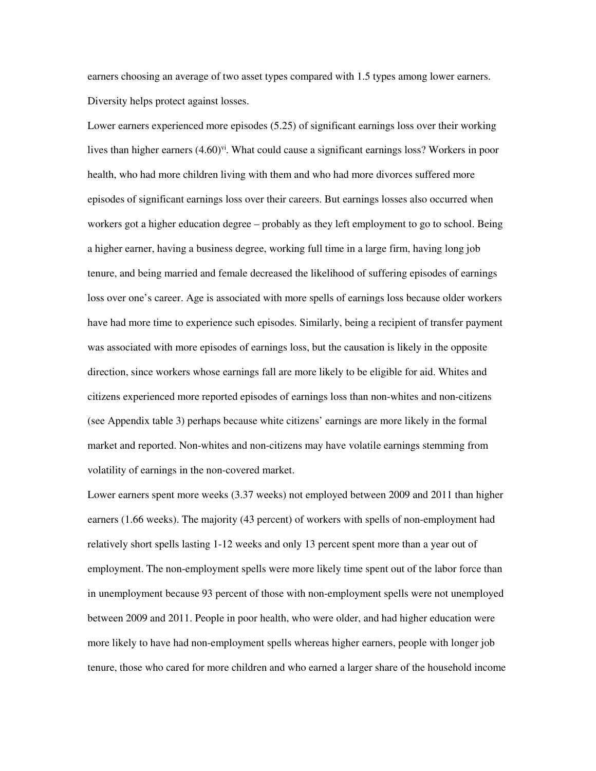earners choosing an average of two asset types compared with 1.5 types among lower earners. Diversity helps protect against losses.

Lower earners experienced more episodes (5.25) of significant earnings loss over their working lives than higher earners (4.60)[vi]. What could cause a significant earnings loss? Workers in poor health, who had more children living with them and who had more divorces suffered more episodes of significant earnings loss over their careers. But earnings losses also occurred when workers got a higher education degree – probably as they left employment to go to school. Being a higher earner, having a business degree, working full time in a large firm, having long job tenure, and being married and female decreased the likelihood of suffering episodes of earnings loss over one's career. Age is associated with more spells of earnings loss because older workers have had more time to experience such episodes. Similarly, being a recipient of transfer payment was associated with more episodes of earnings loss, but the causation is likely in the opposite direction, since workers whose earnings fall are more likely to be eligible for aid. Whites and citizens experienced more reported episodes of earnings loss than non-whites and non-citizens (see Appendix table 3) perhaps because white citizens' earnings are more likely in the formal market and reported. Non-whites and non-citizens may have volatile earnings stemming from volatility of earnings in the non-covered market.

Lower earners spent more weeks (3.37 weeks) not employed between 2009 and 2011 than higher earners (1.66 weeks). The majority (43 percent) of workers with spells of non-employment had relatively short spells lasting 1-12 weeks and only 13 percent spent more than a year out of employment. The non-employment spells were more likely time spent out of the labor force than in unemployment because 93 percent of those with non-employment spells were not unemployed between 2009 and 2011. People in poor health, who were older, and had higher education were more likely to have had non-employment spells whereas higher earners, people with longer job tenure, those who cared for more children and who earned a larger share of the household income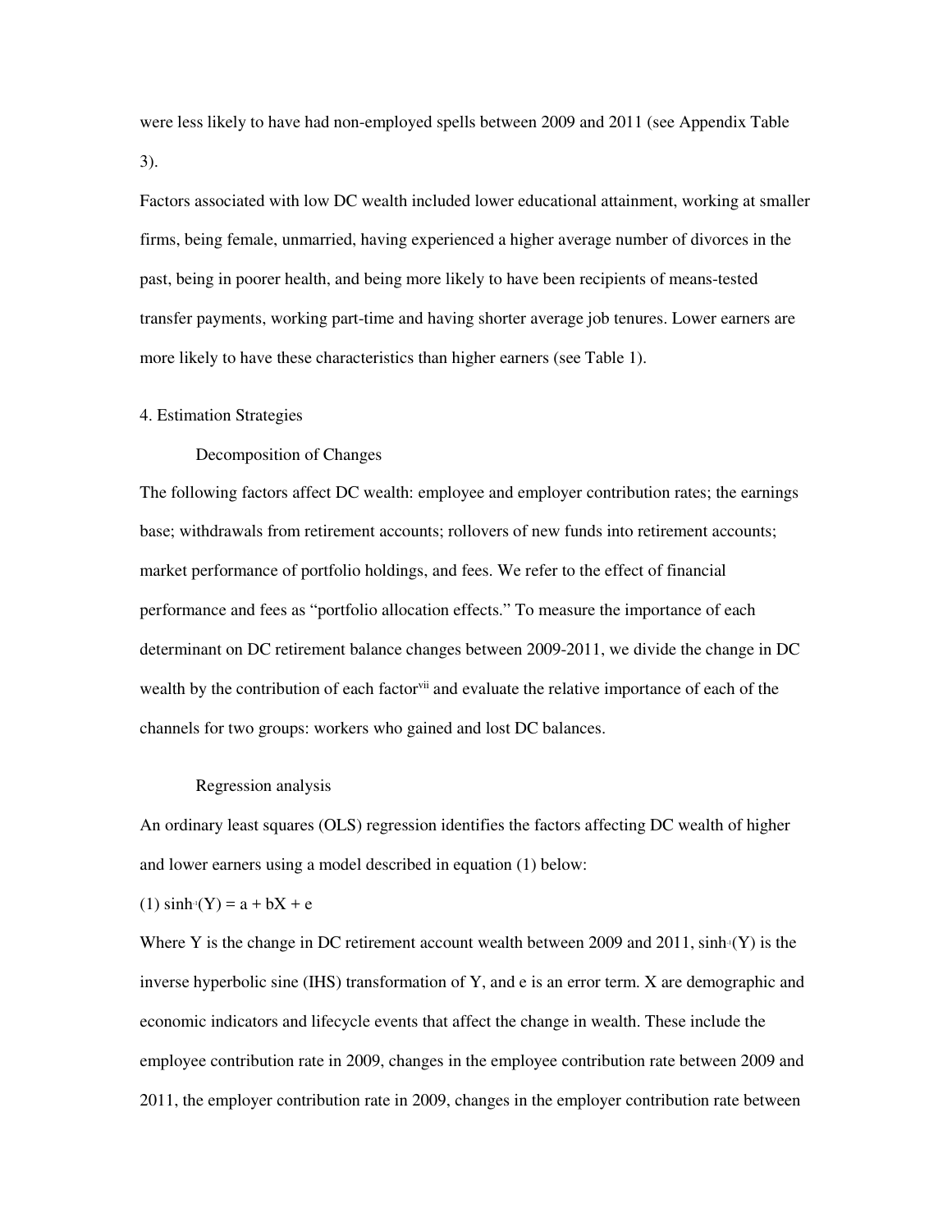were less likely to have had non-employed spells between 2009 and 2011 (see Appendix Table 3).

Factors associated with low DC wealth included lower educational attainment, working at smaller firms, being female, unmarried, having experienced a higher average number of divorces in the past, being in poorer health, and being more likely to have been recipients of means-tested transfer payments, working part-time and having shorter average job tenures. Lower earners are more likely to have these characteristics than higher earners (see Table 1).

## 4. Estimation Strategies

### Decomposition of Changes

The following factors affect DC wealth: employee and employer contribution rates; the earnings base; withdrawals from retirement accounts; rollovers of new funds into retirement accounts; market performance of portfolio holdings, and fees. We refer to the effect of financial performance and fees as "portfolio allocation effects." To measure the importance of each determinant on DC retirement balance changes between 2009-2011, we divide the change in DC wealth by the contribution of each factor[vii] and evaluate the relative importance of each of the channels for two groups: workers who gained and lost DC balances.

### Regression analysis

An ordinary least squares (OLS) regression identifies the factors affecting DC wealth of higher and lower earners using a model described in equation (1) below:

(1) $\sinh^{-1}(Y) = a + bX + e$

Where Y is the change in DC retirement account wealth between 2009 and 2011, $\sinh^{-1}(Y)$ is the inverse hyperbolic sine (IHS) transformation of Y, and e is an error term. X are demographic and economic indicators and lifecycle events that affect the change in wealth. These include the employee contribution rate in 2009, changes in the employee contribution rate between 2009 and 2011, the employer contribution rate in 2009, changes in the employer contribution rate between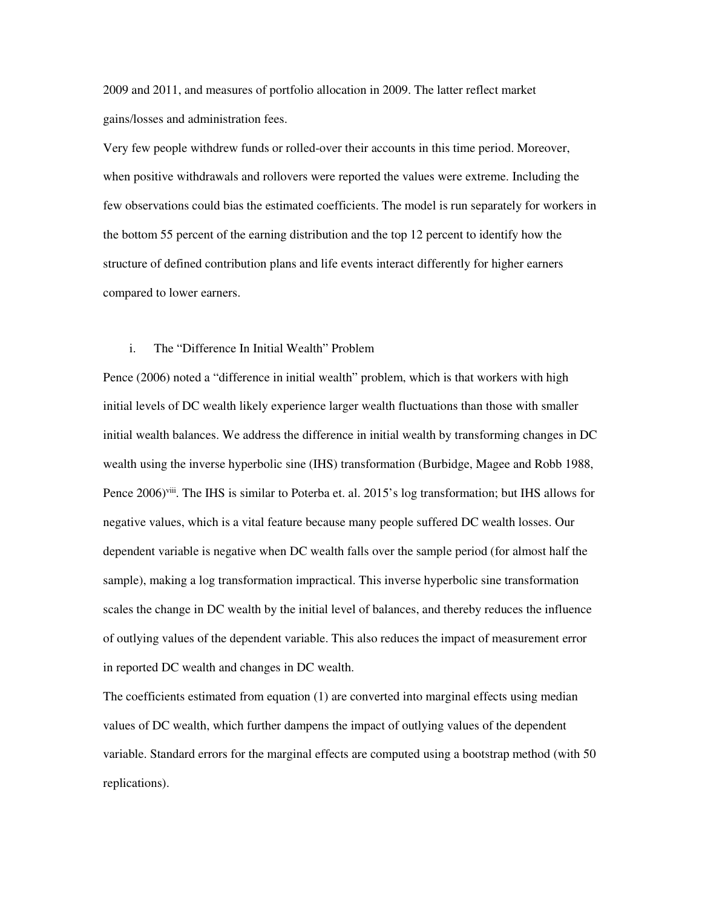2009 and 2011, and measures of portfolio allocation in 2009. The latter reflect market gains/losses and administration fees.

Very few people withdrew funds or rolled-over their accounts in this time period. Moreover, when positive withdrawals and rollovers were reported the values were extreme. Including the few observations could bias the estimated coefficients. The model is run separately for workers in the bottom 55 percent of the earning distribution and the top 12 percent to identify how the structure of defined contribution plans and life events interact differently for higher earners compared to lower earners.

### i. The "Difference In Initial Wealth" Problem

Pence (2006) noted a "difference in initial wealth" problem, which is that workers with high initial levels of DC wealth likely experience larger wealth fluctuations than those with smaller initial wealth balances. We address the difference in initial wealth by transforming changes in DC wealth using the inverse hyperbolic sine (IHS) transformation (Burbidge, Magee and Robb 1988, Pence 2006)[viii]. The IHS is similar to Poterba et. al. 2015's log transformation; but IHS allows for negative values, which is a vital feature because many people suffered DC wealth losses. Our dependent variable is negative when DC wealth falls over the sample period (for almost half the sample), making a log transformation impractical. This inverse hyperbolic sine transformation scales the change in DC wealth by the initial level of balances, and thereby reduces the influence of outlying values of the dependent variable. This also reduces the impact of measurement error in reported DC wealth and changes in DC wealth.

The coefficients estimated from equation (1) are converted into marginal effects using median values of DC wealth, which further dampens the impact of outlying values of the dependent variable. Standard errors for the marginal effects are computed using a bootstrap method (with 50 replications).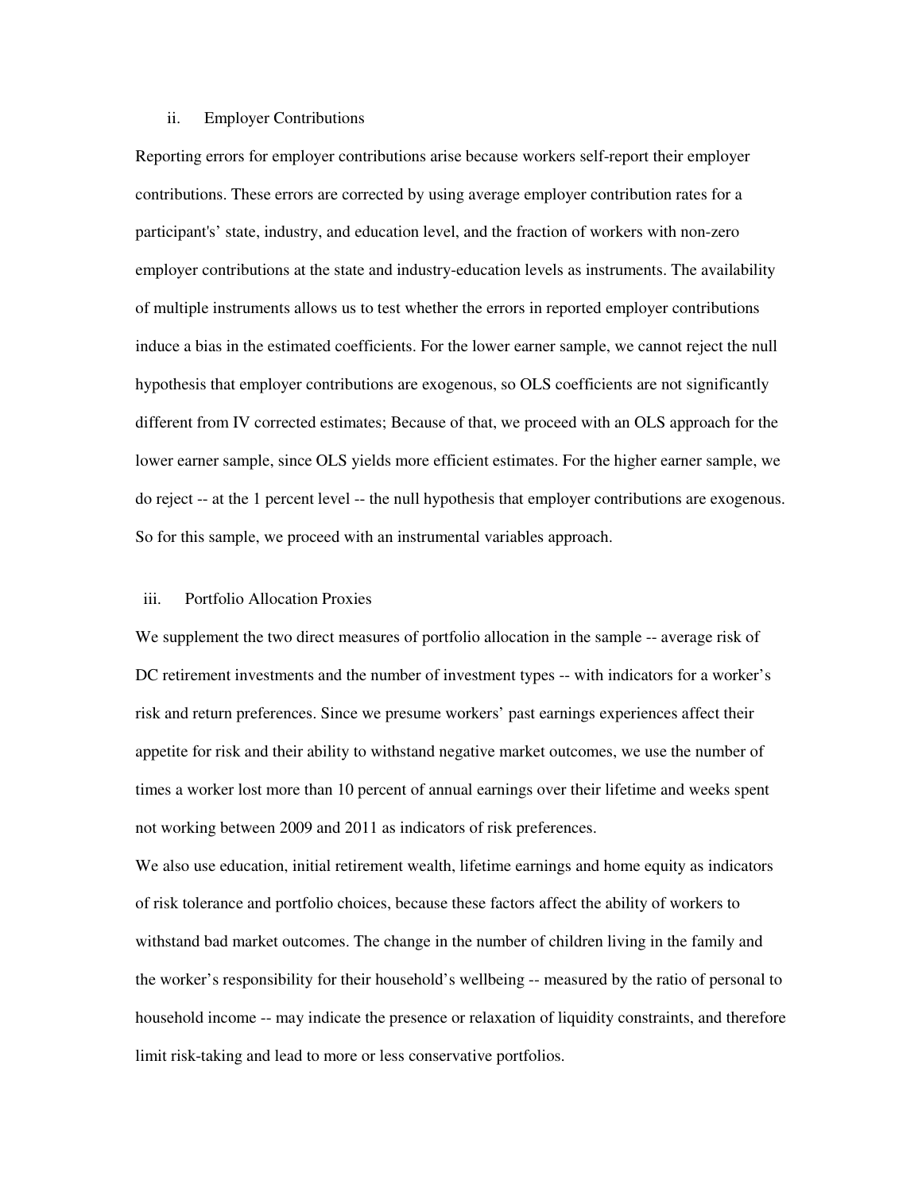### ii. Employer Contributions

Reporting errors for employer contributions arise because workers self-report their employer contributions. These errors are corrected by using average employer contribution rates for a participant's' state, industry, and education level, and the fraction of workers with non-zero employer contributions at the state and industry-education levels as instruments. The availability of multiple instruments allows us to test whether the errors in reported employer contributions induce a bias in the estimated coefficients. For the lower earner sample, we cannot reject the null hypothesis that employer contributions are exogenous, so OLS coefficients are not significantly different from IV corrected estimates; Because of that, we proceed with an OLS approach for the lower earner sample, since OLS yields more efficient estimates. For the higher earner sample, we do reject -- at the 1 percent level -- the null hypothesis that employer contributions are exogenous. So for this sample, we proceed with an instrumental variables approach.

### iii. Portfolio Allocation Proxies

We supplement the two direct measures of portfolio allocation in the sample -- average risk of DC retirement investments and the number of investment types -- with indicators for a worker's risk and return preferences. Since we presume workers' past earnings experiences affect their appetite for risk and their ability to withstand negative market outcomes, we use the number of times a worker lost more than 10 percent of annual earnings over their lifetime and weeks spent not working between 2009 and 2011 as indicators of risk preferences.

We also use education, initial retirement wealth, lifetime earnings and home equity as indicators of risk tolerance and portfolio choices, because these factors affect the ability of workers to withstand bad market outcomes. The change in the number of children living in the family and the worker's responsibility for their household's wellbeing -- measured by the ratio of personal to household income -- may indicate the presence or relaxation of liquidity constraints, and therefore limit risk-taking and lead to more or less conservative portfolios.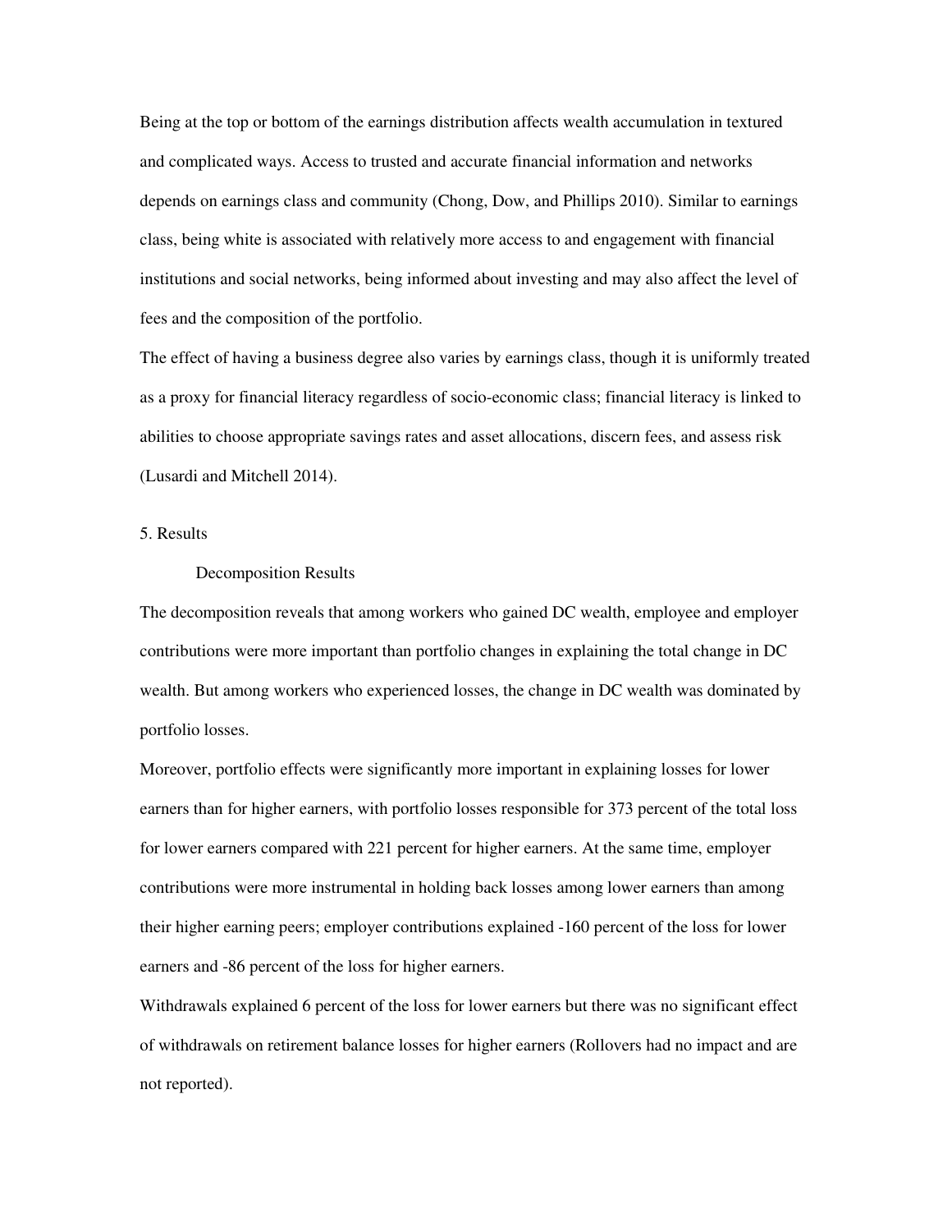Being at the top or bottom of the earnings distribution affects wealth accumulation in textured and complicated ways. Access to trusted and accurate financial information and networks depends on earnings class and community (Chong, Dow, and Phillips 2010). Similar to earnings class, being white is associated with relatively more access to and engagement with financial institutions and social networks, being informed about investing and may also affect the level of fees and the composition of the portfolio.

The effect of having a business degree also varies by earnings class, though it is uniformly treated as a proxy for financial literacy regardless of socio-economic class; financial literacy is linked to abilities to choose appropriate savings rates and asset allocations, discern fees, and assess risk (Lusardi and Mitchell 2014).

## 5. Results

### Decomposition Results

The decomposition reveals that among workers who gained DC wealth, employee and employer contributions were more important than portfolio changes in explaining the total change in DC wealth. But among workers who experienced losses, the change in DC wealth was dominated by portfolio losses.

Moreover, portfolio effects were significantly more important in explaining losses for lower earners than for higher earners, with portfolio losses responsible for 373 percent of the total loss for lower earners compared with 221 percent for higher earners. At the same time, employer contributions were more instrumental in holding back losses among lower earners than among their higher earning peers; employer contributions explained -160 percent of the loss for lower earners and -86 percent of the loss for higher earners.

Withdrawals explained 6 percent of the loss for lower earners but there was no significant effect of withdrawals on retirement balance losses for higher earners (Rollovers had no impact and are not reported).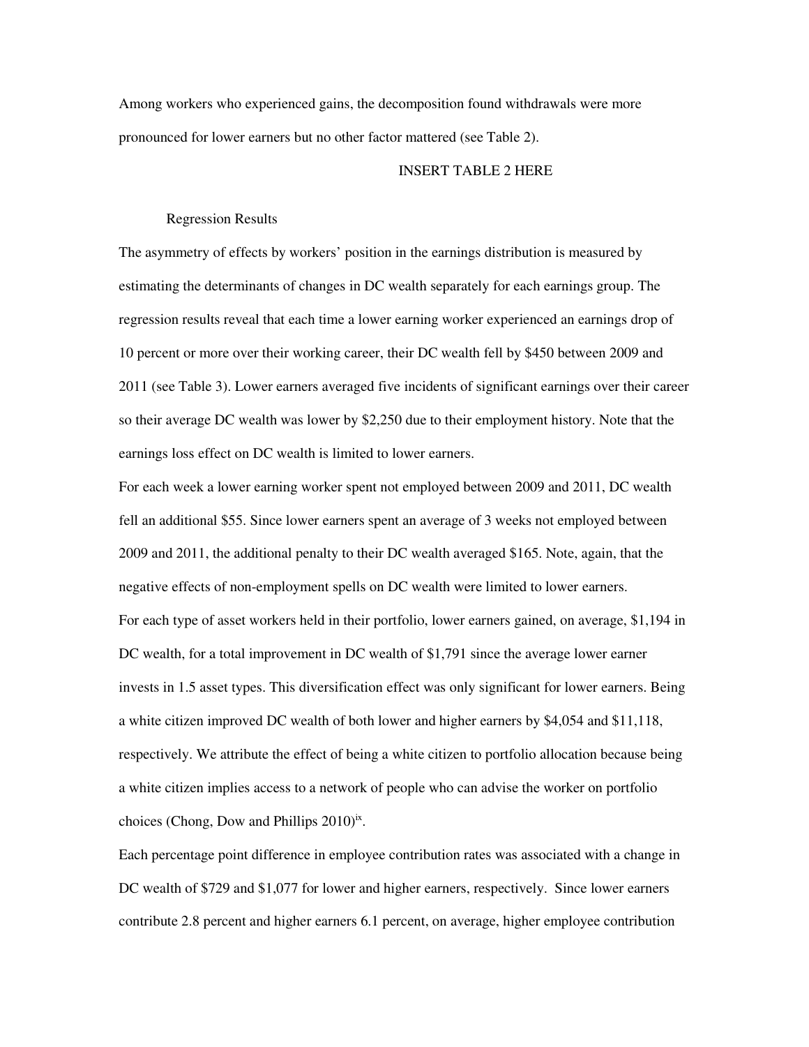Among workers who experienced gains, the decomposition found withdrawals were more pronounced for lower earners but no other factor mattered (see Table 2).

INSERT TABLE 2 HERE

### Regression Results

The asymmetry of effects by workers' position in the earnings distribution is measured by estimating the determinants of changes in DC wealth separately for each earnings group. The regression results reveal that each time a lower earning worker experienced an earnings drop of 10 percent or more over their working career, their DC wealth fell by $450 between 2009 and 2011 (see Table 3). Lower earners averaged five incidents of significant earnings over their career so their average DC wealth was lower by $2,250 due to their employment history. Note that the earnings loss effect on DC wealth is limited to lower earners.

For each week a lower earning worker spent not employed between 2009 and 2011, DC wealth fell an additional $55. Since lower earners spent an average of 3 weeks not employed between 2009 and 2011, the additional penalty to their DC wealth averaged $165. Note, again, that the negative effects of non-employment spells on DC wealth were limited to lower earners.

For each type of asset workers held in their portfolio, lower earners gained, on average, $1,194 in DC wealth, for a total improvement in DC wealth of $1,791 since the average lower earner invests in 1.5 asset types. This diversification effect was only significant for lower earners. Being a white citizen improved DC wealth of both lower and higher earners by $4,054 and $11,118, respectively. We attribute the effect of being a white citizen to portfolio allocation because being a white citizen implies access to a network of people who can advise the worker on portfolio choices (Chong, Dow and Phillips 2010)[ix].

Each percentage point difference in employee contribution rates was associated with a change in DC wealth of $729 and $1,077 for lower and higher earners, respectively. Since lower earners contribute 2.8 percent and higher earners 6.1 percent, on average, higher employee contribution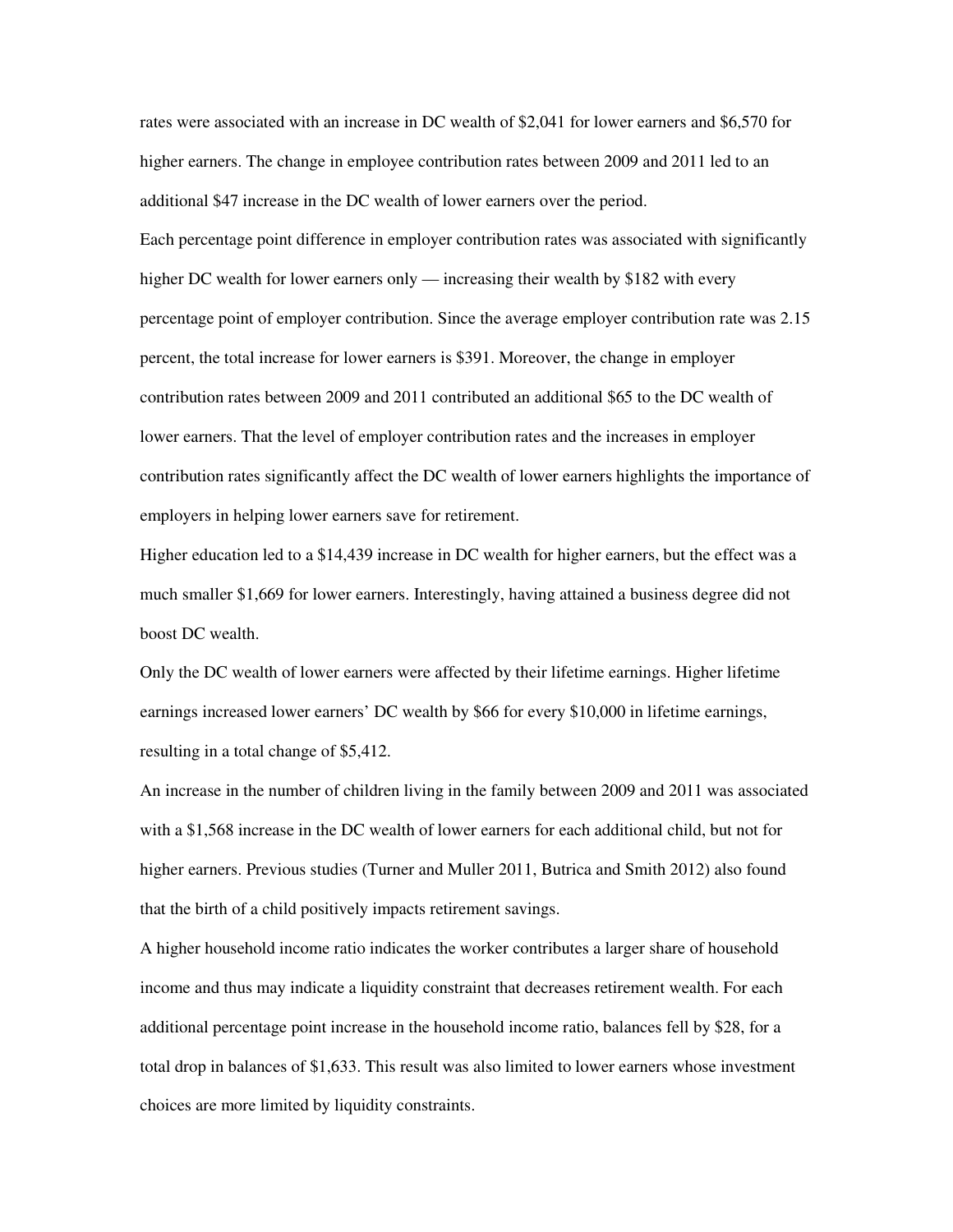rates were associated with an increase in DC wealth of $2,041 for lower earners and $6,570 for higher earners. The change in employee contribution rates between 2009 and 2011 led to an additional $47 increase in the DC wealth of lower earners over the period.

Each percentage point difference in employer contribution rates was associated with significantly higher DC wealth for lower earners only — increasing their wealth by $182 with every percentage point of employer contribution. Since the average employer contribution rate was 2.15 percent, the total increase for lower earners is $391. Moreover, the change in employer contribution rates between 2009 and 2011 contributed an additional $65 to the DC wealth of lower earners. That the level of employer contribution rates and the increases in employer contribution rates significantly affect the DC wealth of lower earners highlights the importance of employers in helping lower earners save for retirement.

Higher education led to a $14,439 increase in DC wealth for higher earners, but the effect was a much smaller $1,669 for lower earners. Interestingly, having attained a business degree did not boost DC wealth.

Only the DC wealth of lower earners were affected by their lifetime earnings. Higher lifetime earnings increased lower earners' DC wealth by $66 for every $10,000 in lifetime earnings, resulting in a total change of $5,412.

An increase in the number of children living in the family between 2009 and 2011 was associated with a $1,568 increase in the DC wealth of lower earners for each additional child, but not for higher earners. Previous studies (Turner and Muller 2011, Butrica and Smith 2012) also found that the birth of a child positively impacts retirement savings.

A higher household income ratio indicates the worker contributes a larger share of household income and thus may indicate a liquidity constraint that decreases retirement wealth. For each additional percentage point increase in the household income ratio, balances fell by $28, for a total drop in balances of $1,633. This result was also limited to lower earners whose investment choices are more limited by liquidity constraints.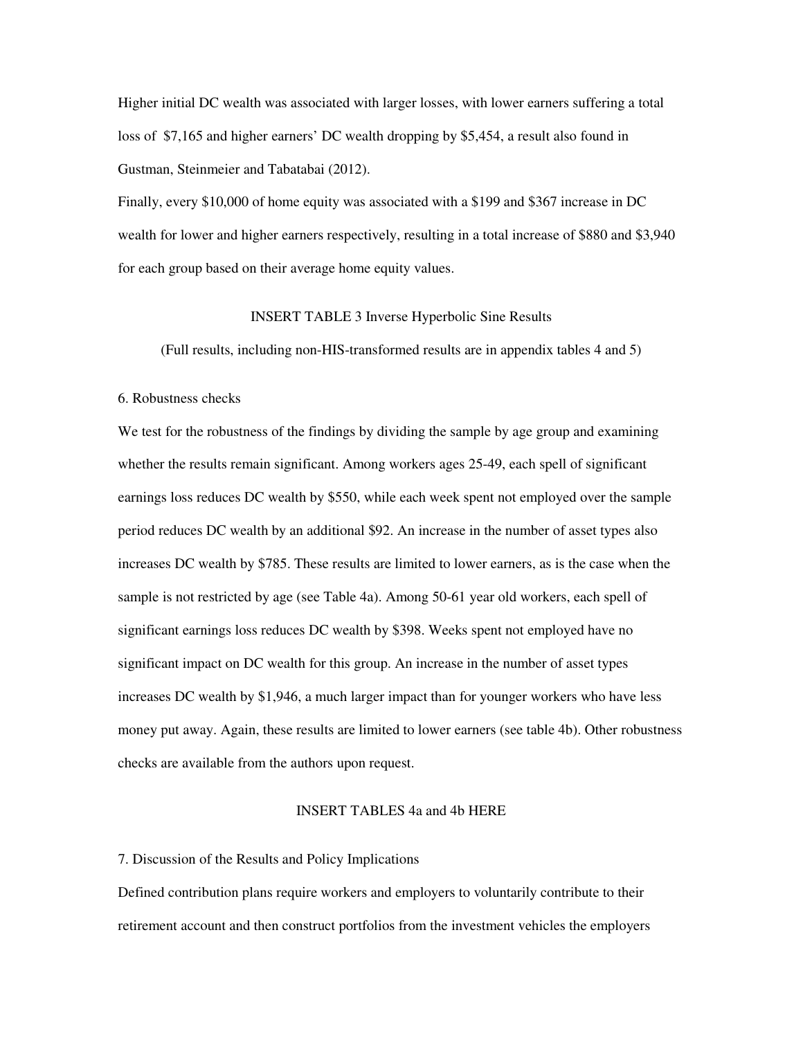Higher initial DC wealth was associated with larger losses, with lower earners suffering a total loss of $7,165 and higher earners' DC wealth dropping by $5,454, a result also found in Gustman, Steinmeier and Tabatabai (2012).

Finally, every $10,000 of home equity was associated with a $199 and $367 increase in DC wealth for lower and higher earners respectively, resulting in a total increase of $880 and $3,940 for each group based on their average home equity values.

INSERT TABLE 3 Inverse Hyperbolic Sine Results

(Full results, including non-HIS-transformed results are in appendix tables 4 and 5)

## 6. Robustness checks

We test for the robustness of the findings by dividing the sample by age group and examining whether the results remain significant. Among workers ages 25-49, each spell of significant earnings loss reduces DC wealth by $550, while each week spent not employed over the sample period reduces DC wealth by an additional $92. An increase in the number of asset types also increases DC wealth by $785. These results are limited to lower earners, as is the case when the sample is not restricted by age (see Table 4a). Among 50-61 year old workers, each spell of significant earnings loss reduces DC wealth by $398. Weeks spent not employed have no significant impact on DC wealth for this group. An increase in the number of asset types increases DC wealth by $1,946, a much larger impact than for younger workers who have less money put away. Again, these results are limited to lower earners (see table 4b). Other robustness checks are available from the authors upon request.

INSERT TABLES 4a and 4b HERE

## 7. Discussion of the Results and Policy Implications

Defined contribution plans require workers and employers to voluntarily contribute to their retirement account and then construct portfolios from the investment vehicles the employers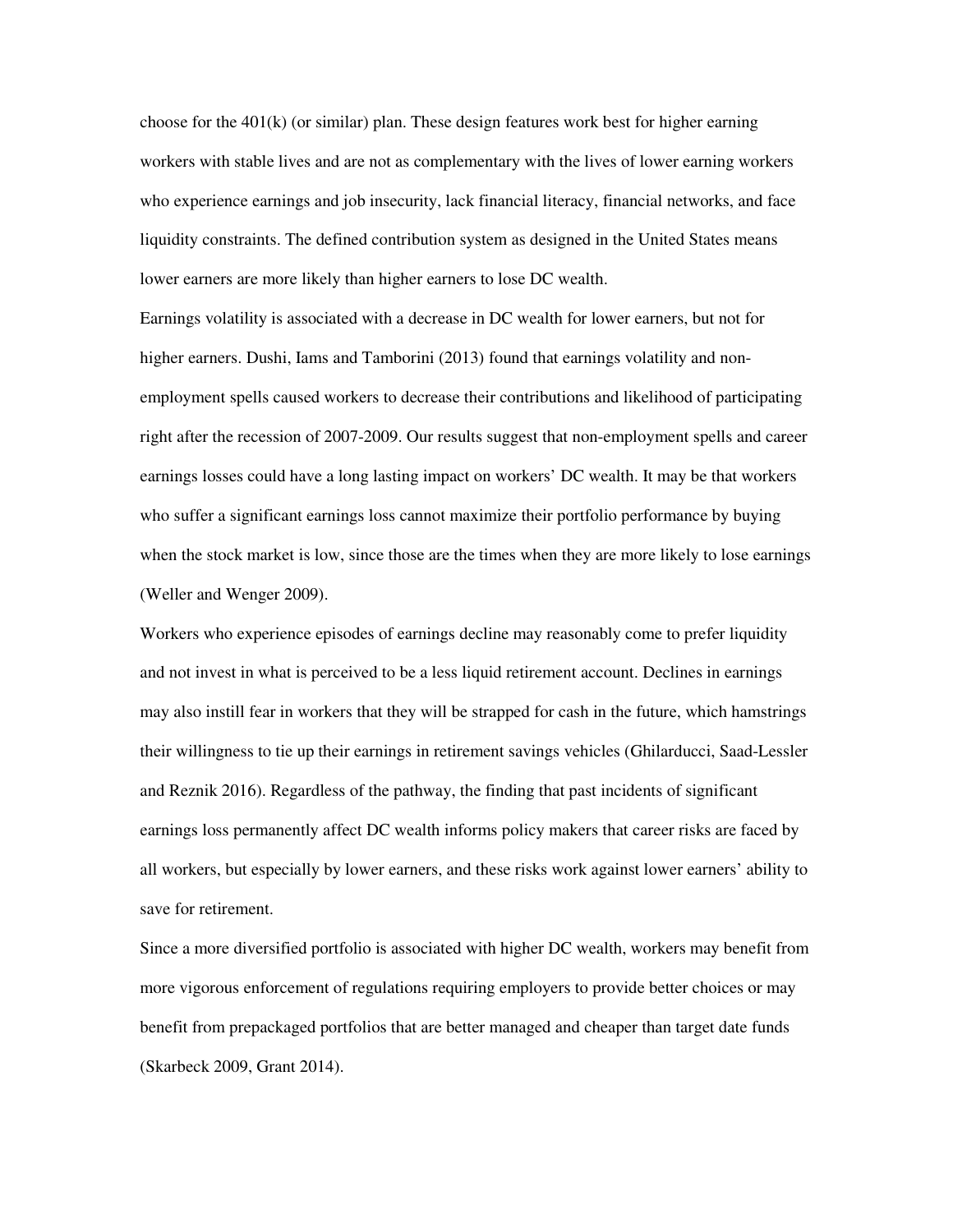choose for the 401(k) (or similar) plan. These design features work best for higher earning workers with stable lives and are not as complementary with the lives of lower earning workers who experience earnings and job insecurity, lack financial literacy, financial networks, and face liquidity constraints. The defined contribution system as designed in the United States means lower earners are more likely than higher earners to lose DC wealth.

Earnings volatility is associated with a decrease in DC wealth for lower earners, but not for higher earners. Dushi, Iams and Tamborini (2013) found that earnings volatility and non-employment spells caused workers to decrease their contributions and likelihood of participating right after the recession of 2007-2009. Our results suggest that non-employment spells and career earnings losses could have a long lasting impact on workers' DC wealth. It may be that workers who suffer a significant earnings loss cannot maximize their portfolio performance by buying when the stock market is low, since those are the times when they are more likely to lose earnings (Weller and Wenger 2009).

Workers who experience episodes of earnings decline may reasonably come to prefer liquidity and not invest in what is perceived to be a less liquid retirement account. Declines in earnings may also instill fear in workers that they will be strapped for cash in the future, which hamstrings their willingness to tie up their earnings in retirement savings vehicles (Ghilarducci, Saad-Lessler and Reznik 2016). Regardless of the pathway, the finding that past incidents of significant earnings loss permanently affect DC wealth informs policy makers that career risks are faced by all workers, but especially by lower earners, and these risks work against lower earners' ability to save for retirement.

Since a more diversified portfolio is associated with higher DC wealth, workers may benefit from more vigorous enforcement of regulations requiring employers to provide better choices or may benefit from prepackaged portfolios that are better managed and cheaper than target date funds (Skarbeck 2009, Grant 2014).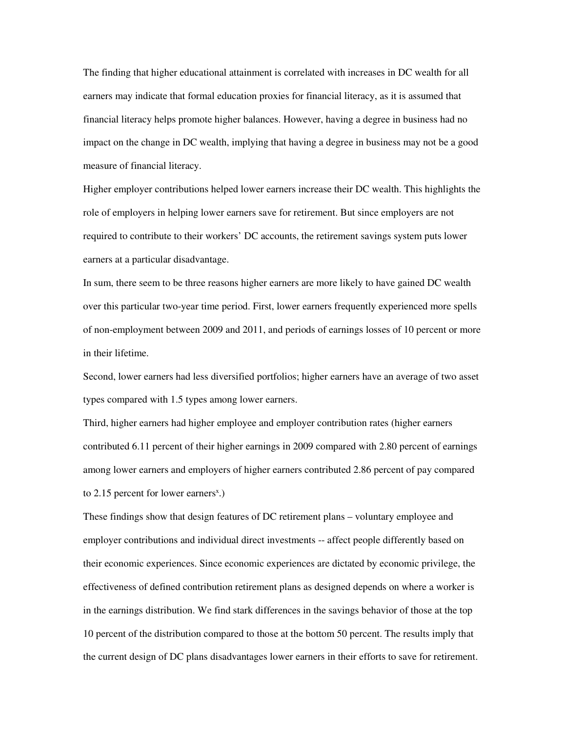The finding that higher educational attainment is correlated with increases in DC wealth for all earners may indicate that formal education proxies for financial literacy, as it is assumed that financial literacy helps promote higher balances. However, having a degree in business had no impact on the change in DC wealth, implying that having a degree in business may not be a good measure of financial literacy.

Higher employer contributions helped lower earners increase their DC wealth. This highlights the role of employers in helping lower earners save for retirement. But since employers are not required to contribute to their workers' DC accounts, the retirement savings system puts lower earners at a particular disadvantage.

In sum, there seem to be three reasons higher earners are more likely to have gained DC wealth over this particular two-year time period. First, lower earners frequently experienced more spells of non-employment between 2009 and 2011, and periods of earnings losses of 10 percent or more in their lifetime.

Second, lower earners had less diversified portfolios; higher earners have an average of two asset types compared with 1.5 types among lower earners.

Third, higher earners had higher employee and employer contribution rates (higher earners contributed 6.11 percent of their higher earnings in 2009 compared with 2.80 percent of earnings among lower earners and employers of higher earners contributed 2.86 percent of pay compared to 2.15 percent for lower earners[x].)

These findings show that design features of DC retirement plans – voluntary employee and employer contributions and individual direct investments -- affect people differently based on their economic experiences. Since economic experiences are dictated by economic privilege, the effectiveness of defined contribution retirement plans as designed depends on where a worker is in the earnings distribution. We find stark differences in the savings behavior of those at the top 10 percent of the distribution compared to those at the bottom 50 percent. The results imply that the current design of DC plans disadvantages lower earners in their efforts to save for retirement.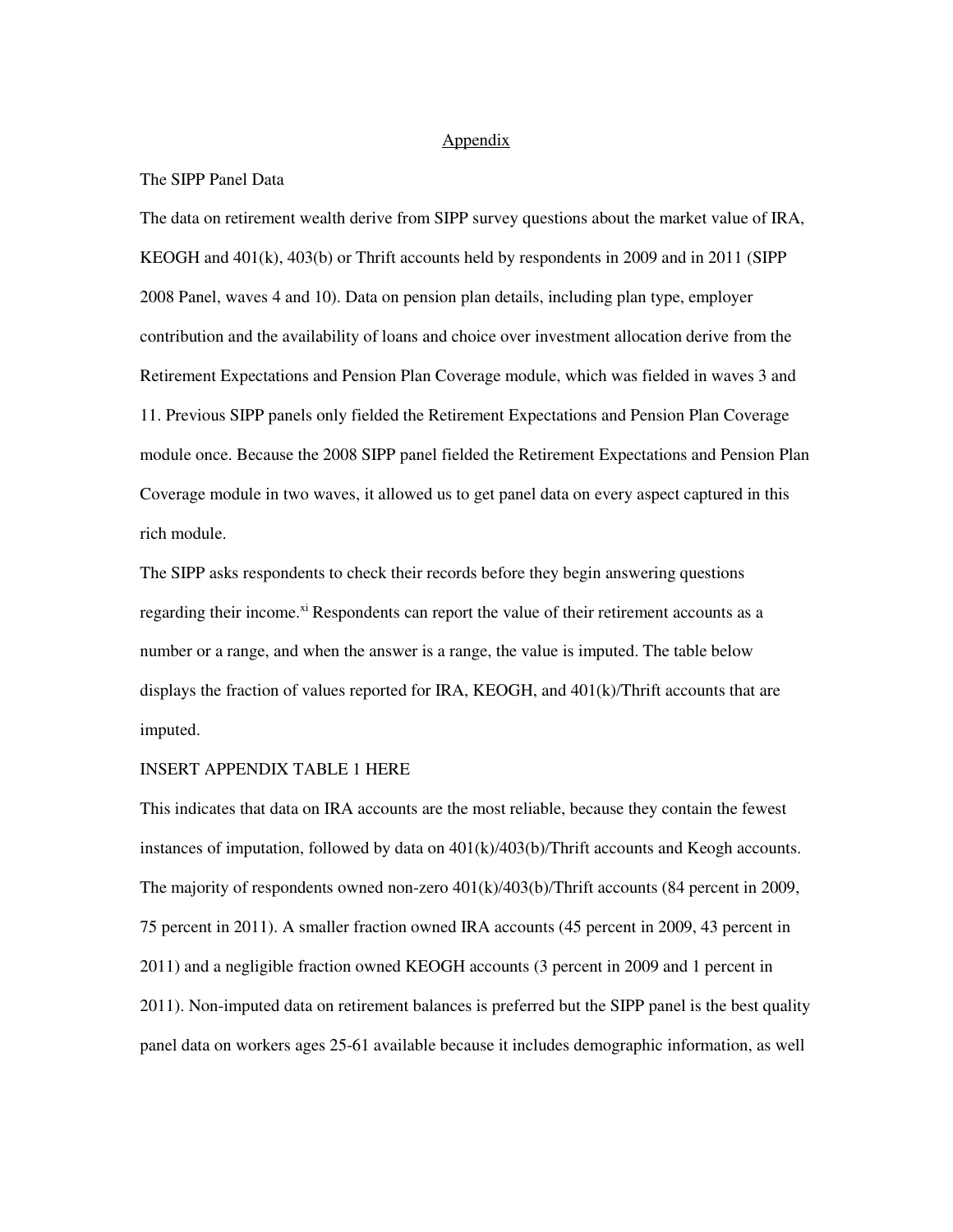# Appendix

The SIPP Panel Data

The data on retirement wealth derive from SIPP survey questions about the market value of IRA, KEOGH and 401(k), 403(b) or Thrift accounts held by respondents in 2009 and in 2011 (SIPP 2008 Panel, waves 4 and 10). Data on pension plan details, including plan type, employer contribution and the availability of loans and choice over investment allocation derive from the Retirement Expectations and Pension Plan Coverage module, which was fielded in waves 3 and 11. Previous SIPP panels only fielded the Retirement Expectations and Pension Plan Coverage module once. Because the 2008 SIPP panel fielded the Retirement Expectations and Pension Plan Coverage module in two waves, it allowed us to get panel data on every aspect captured in this rich module.

The SIPP asks respondents to check their records before they begin answering questions regarding their income.[xi] Respondents can report the value of their retirement accounts as a number or a range, and when the answer is a range, the value is imputed. The table below displays the fraction of values reported for IRA, KEOGH, and 401(k)/Thrift accounts that are imputed.

INSERT APPENDIX TABLE 1 HERE

This indicates that data on IRA accounts are the most reliable, because they contain the fewest instances of imputation, followed by data on 401(k)/403(b)/Thrift accounts and Keogh accounts. The majority of respondents owned non-zero 401(k)/403(b)/Thrift accounts (84 percent in 2009, 75 percent in 2011). A smaller fraction owned IRA accounts (45 percent in 2009, 43 percent in 2011) and a negligible fraction owned KEOGH accounts (3 percent in 2009 and 1 percent in 2011). Non-imputed data on retirement balances is preferred but the SIPP panel is the best quality panel data on workers ages 25-61 available because it includes demographic information, as well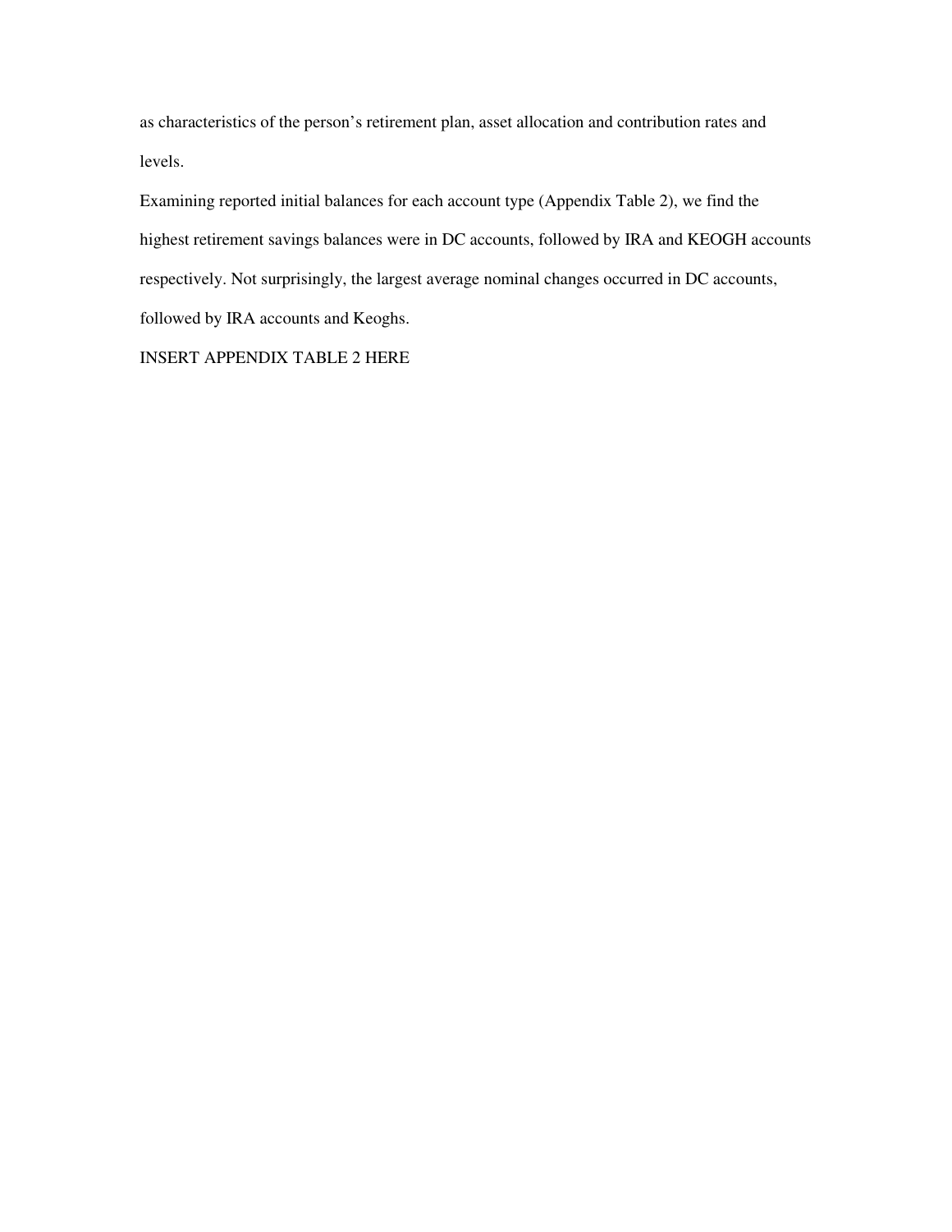as characteristics of the person's retirement plan, asset allocation and contribution rates and levels.

Examining reported initial balances for each account type (Appendix Table 2), we find the highest retirement savings balances were in DC accounts, followed by IRA and KEOGH accounts respectively. Not surprisingly, the largest average nominal changes occurred in DC accounts, followed by IRA accounts and Keoghs.

INSERT APPENDIX TABLE 2 HERE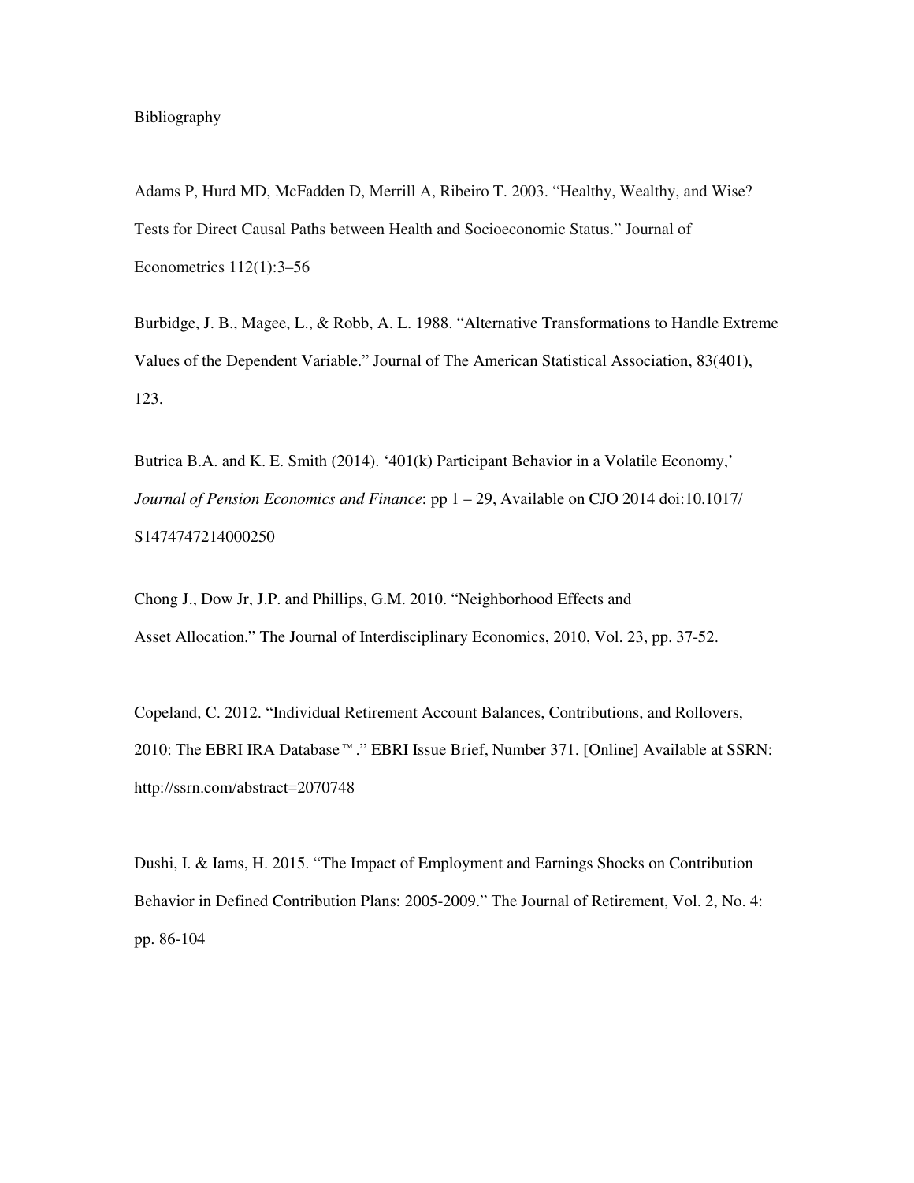Bibliography

Adams P, Hurd MD, McFadden D, Merrill A, Ribeiro T. 2003. "Healthy, Wealthy, and Wise? Tests for Direct Causal Paths between Health and Socioeconomic Status." Journal of Econometrics 112(1):3–56

Burbidge, J. B., Magee, L., & Robb, A. L. 1988. "Alternative Transformations to Handle Extreme Values of the Dependent Variable." Journal of The American Statistical Association, 83(401), 123.

Butrica B.A. and K. E. Smith (2014). '401(k) Participant Behavior in a Volatile Economy,' *Journal of Pension Economics and Finance*: pp 1 – 29, Available on CJO 2014 doi:10.1017/S1474747214000250

Chong J., Dow Jr, J.P. and Phillips, G.M. 2010. "Neighborhood Effects and Asset Allocation." The Journal of Interdisciplinary Economics, 2010, Vol. 23, pp. 37-52.

Copeland, C. 2012. "Individual Retirement Account Balances, Contributions, and Rollovers, 2010: The EBRI IRA Database™." EBRI Issue Brief, Number 371. [Online] Available at SSRN: http://ssrn.com/abstract=2070748

Dushi, I. & Iams, H. 2015. "The Impact of Employment and Earnings Shocks on Contribution Behavior in Defined Contribution Plans: 2005-2009." The Journal of Retirement, Vol. 2, No. 4: pp. 86-104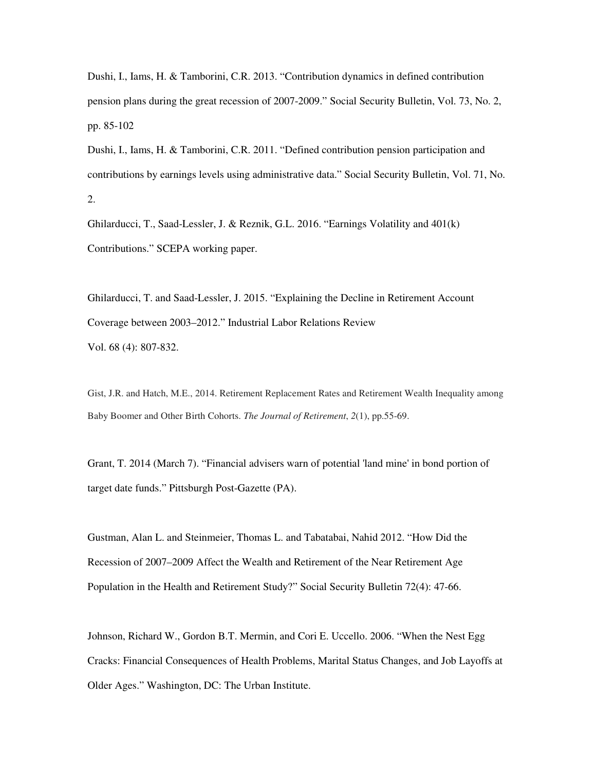Dushi, I., Iams, H. & Tamborini, C.R. 2013. "Contribution dynamics in defined contribution pension plans during the great recession of 2007-2009." Social Security Bulletin, Vol. 73, No. 2, pp. 85-102

Dushi, I., Iams, H. & Tamborini, C.R. 2011. "Defined contribution pension participation and contributions by earnings levels using administrative data." Social Security Bulletin, Vol. 71, No. 2.

Ghilarducci, T., Saad-Lessler, J. & Reznik, G.L. 2016. "Earnings Volatility and 401(k) Contributions." SCEPA working paper.

Ghilarducci, T. and Saad-Lessler, J. 2015. "Explaining the Decline in Retirement Account Coverage between 2003–2012." Industrial Labor Relations Review Vol. 68 (4): 807-832.

Gist, J.R. and Hatch, M.E., 2014. Retirement Replacement Rates and Retirement Wealth Inequality among Baby Boomer and Other Birth Cohorts. *The Journal of Retirement*, *2*(1), pp.55-69.

Grant, T. 2014 (March 7). "Financial advisers warn of potential 'land mine' in bond portion of target date funds." Pittsburgh Post-Gazette (PA).

Gustman, Alan L. and Steinmeier, Thomas L. and Tabatabai, Nahid 2012. "How Did the Recession of 2007–2009 Affect the Wealth and Retirement of the Near Retirement Age Population in the Health and Retirement Study?" Social Security Bulletin 72(4): 47-66.

Johnson, Richard W., Gordon B.T. Mermin, and Cori E. Uccello. 2006. "When the Nest Egg Cracks: Financial Consequences of Health Problems, Marital Status Changes, and Job Layoffs at Older Ages." Washington, DC: The Urban Institute.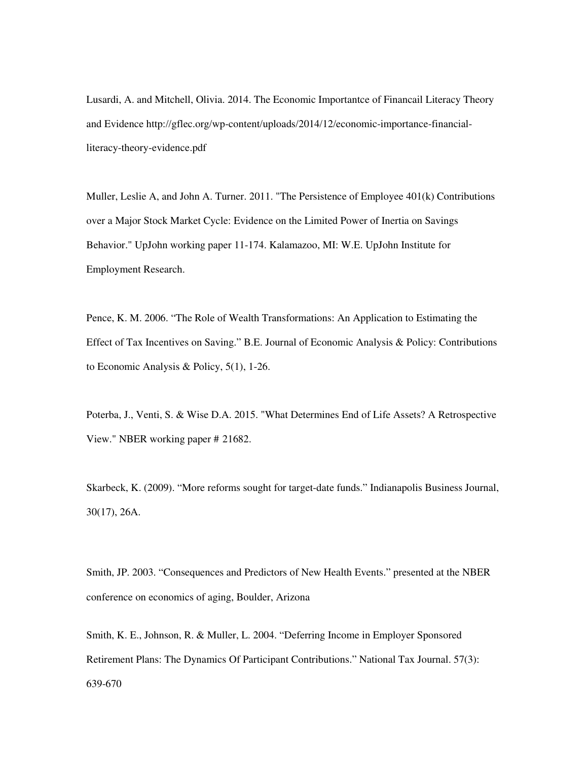Lusardi, A. and Mitchell, Olivia. 2014. The Economic Importantce of Financail Literacy Theory and Evidence http://gflec.org/wp-content/uploads/2014/12/economic-importance-financial-literacy-theory-evidence.pdf

Muller, Leslie A, and John A. Turner. 2011. "The Persistence of Employee 401(k) Contributions over a Major Stock Market Cycle: Evidence on the Limited Power of Inertia on Savings Behavior." UpJohn working paper 11-174. Kalamazoo, MI: W.E. UpJohn Institute for Employment Research.

Pence, K. M. 2006. "The Role of Wealth Transformations: An Application to Estimating the Effect of Tax Incentives on Saving." B.E. Journal of Economic Analysis & Policy: Contributions to Economic Analysis & Policy, 5(1), 1-26.

Poterba, J., Venti, S. & Wise D.A. 2015. "What Determines End of Life Assets? A Retrospective View." NBER working paper # 21682.

Skarbeck, K. (2009). "More reforms sought for target-date funds." Indianapolis Business Journal, 30(17), 26A.

Smith, JP. 2003. "Consequences and Predictors of New Health Events." presented at the NBER conference on economics of aging, Boulder, Arizona

Smith, K. E., Johnson, R. & Muller, L. 2004. "Deferring Income in Employer Sponsored Retirement Plans: The Dynamics Of Participant Contributions." National Tax Journal. 57(3): 639-670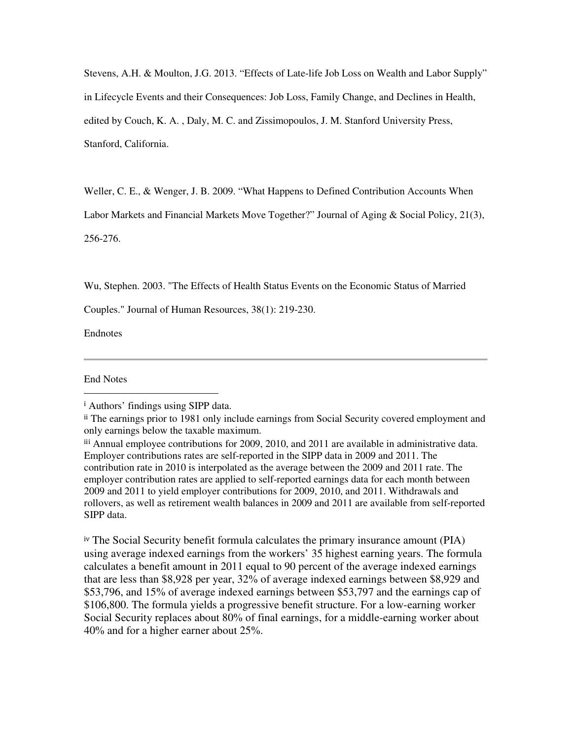Stevens, A.H. & Moulton, J.G. 2013. "Effects of Late-life Job Loss on Wealth and Labor Supply" in Lifecycle Events and their Consequences: Job Loss, Family Change, and Declines in Health, edited by Couch, K. A. , Daly, M. C. and Zissimopoulos, J. M. Stanford University Press, Stanford, California.

Weller, C. E., & Wenger, J. B. 2009. "What Happens to Defined Contribution Accounts When Labor Markets and Financial Markets Move Together?" Journal of Aging & Social Policy, 21(3), 256-276.

Wu, Stephen. 2003. "The Effects of Health Status Events on the Economic Status of Married Couples." Journal of Human Resources, 38(1): 219-230.

Endnotes

---

End Notes

[i] Authors' findings using SIPP data.

[ii] The earnings prior to 1981 only include earnings from Social Security covered employment and only earnings below the taxable maximum.

[iii] Annual employee contributions for 2009, 2010, and 2011 are available in administrative data. Employer contributions rates are self-reported in the SIPP data in 2009 and 2011. The contribution rate in 2010 is interpolated as the average between the 2009 and 2011 rate. The employer contribution rates are applied to self-reported earnings data for each month between 2009 and 2011 to yield employer contributions for 2009, 2010, and 2011. Withdrawals and rollovers, as well as retirement wealth balances in 2009 and 2011 are available from self-reported SIPP data.

[iv] The Social Security benefit formula calculates the primary insurance amount (PIA) using average indexed earnings from the workers' 35 highest earning years. The formula calculates a benefit amount in 2011 equal to 90 percent of the average indexed earnings that are less than $8,928 per year, 32% of average indexed earnings between $8,929 and $53,796, and 15% of average indexed earnings between $53,797 and the earnings cap of $106,800. The formula yields a progressive benefit structure. For a low-earning worker Social Security replaces about 80% of final earnings, for a middle-earning worker about 40% and for a higher earner about 25%.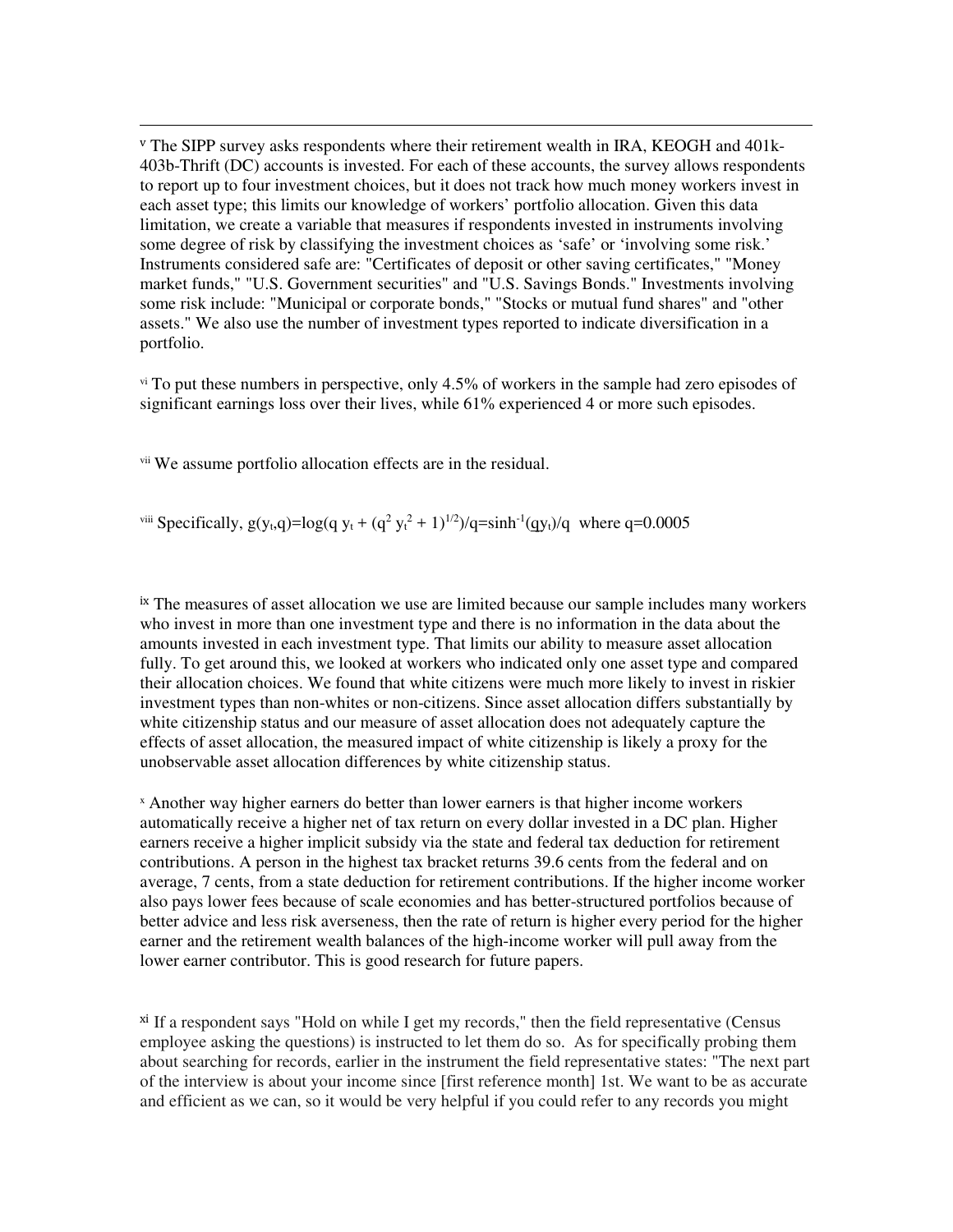[v] The SIPP survey asks respondents where their retirement wealth in IRA, KEOGH and 401k-403b-Thrift (DC) accounts is invested. For each of these accounts, the survey allows respondents to report up to four investment choices, but it does not track how much money workers invest in each asset type; this limits our knowledge of workers' portfolio allocation. Given this data limitation, we create a variable that measures if respondents invested in instruments involving some degree of risk by classifying the investment choices as 'safe' or 'involving some risk.' Instruments considered safe are: "Certificates of deposit or other saving certificates," "Money market funds," "U.S. Government securities" and "U.S. Savings Bonds." Investments involving some risk include: "Municipal or corporate bonds," "Stocks or mutual fund shares" and "other assets." We also use the number of investment types reported to indicate diversification in a portfolio.

[vi] To put these numbers in perspective, only 4.5% of workers in the sample had zero episodes of significant earnings loss over their lives, while 61% experienced 4 or more such episodes.

[vii] We assume portfolio allocation effects are in the residual.

[viii] Specifically, $g(y_t,q)=\log(q\, y_t + (q^2 y_t^2 + 1)^{1/2})/q=\sinh^{-1}(qy_t)/q$ where $q=0.0005$

[ix] The measures of asset allocation we use are limited because our sample includes many workers who invest in more than one investment type and there is no information in the data about the amounts invested in each investment type. That limits our ability to measure asset allocation fully. To get around this, we looked at workers who indicated only one asset type and compared their allocation choices. We found that white citizens were much more likely to invest in riskier investment types than non-whites or non-citizens. Since asset allocation differs substantially by white citizenship status and our measure of asset allocation does not adequately capture the effects of asset allocation, the measured impact of white citizenship is likely a proxy for the unobservable asset allocation differences by white citizenship status.

[x] Another way higher earners do better than lower earners is that higher income workers automatically receive a higher net of tax return on every dollar invested in a DC plan. Higher earners receive a higher implicit subsidy via the state and federal tax deduction for retirement contributions. A person in the highest tax bracket returns 39.6 cents from the federal and on average, 7 cents, from a state deduction for retirement contributions. If the higher income worker also pays lower fees because of scale economies and has better-structured portfolios because of better advice and less risk averseness, then the rate of return is higher every period for the higher earner and the retirement wealth balances of the high-income worker will pull away from the lower earner contributor. This is good research for future papers.

[xi] If a respondent says "Hold on while I get my records," then the field representative (Census employee asking the questions) is instructed to let them do so. As for specifically probing them about searching for records, earlier in the instrument the field representative states: "The next part of the interview is about your income since [first reference month] 1st. We want to be as accurate and efficient as we can, so it would be very helpful if you could refer to any records you might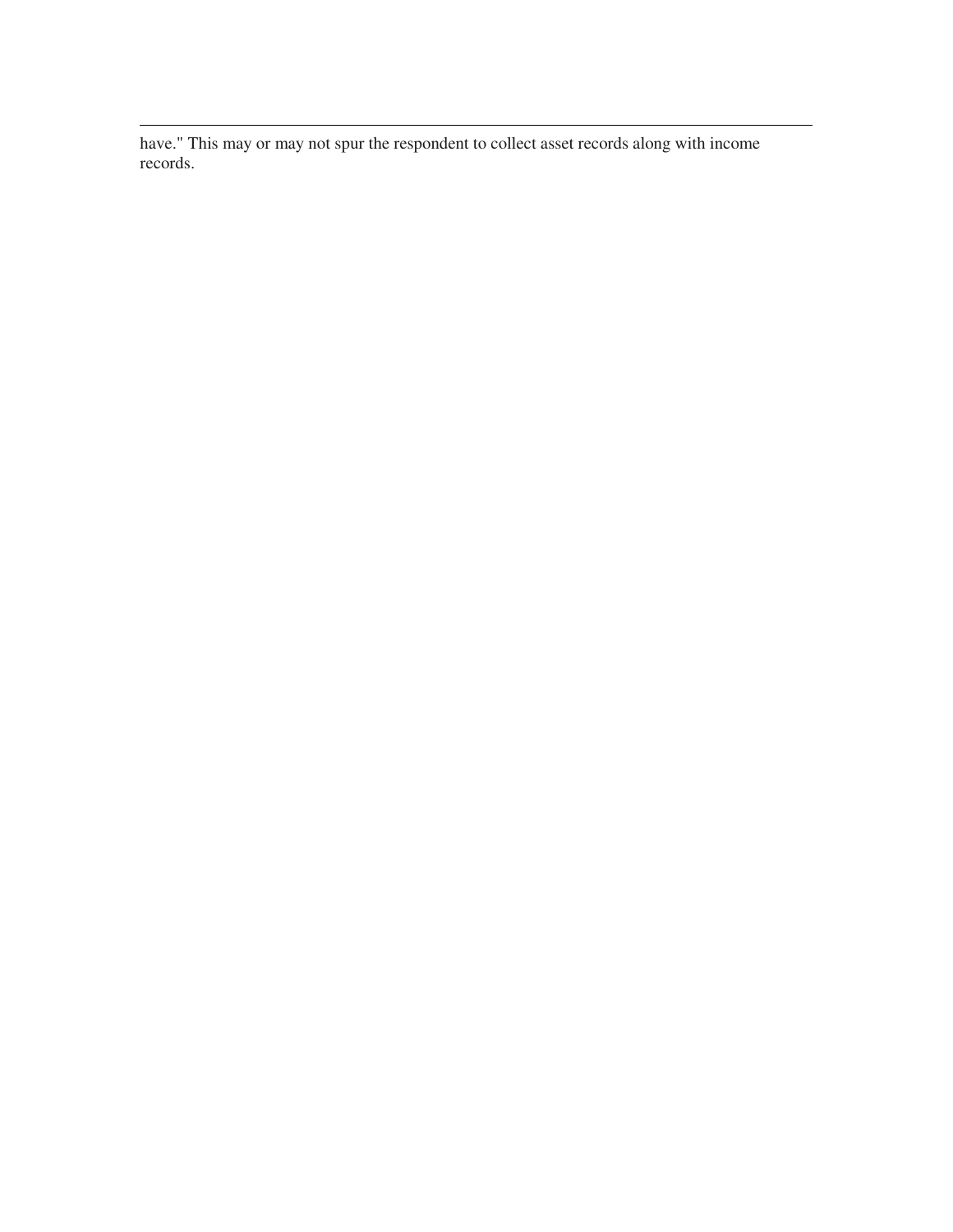have." This may or may not spur the respondent to collect asset records along with income records.